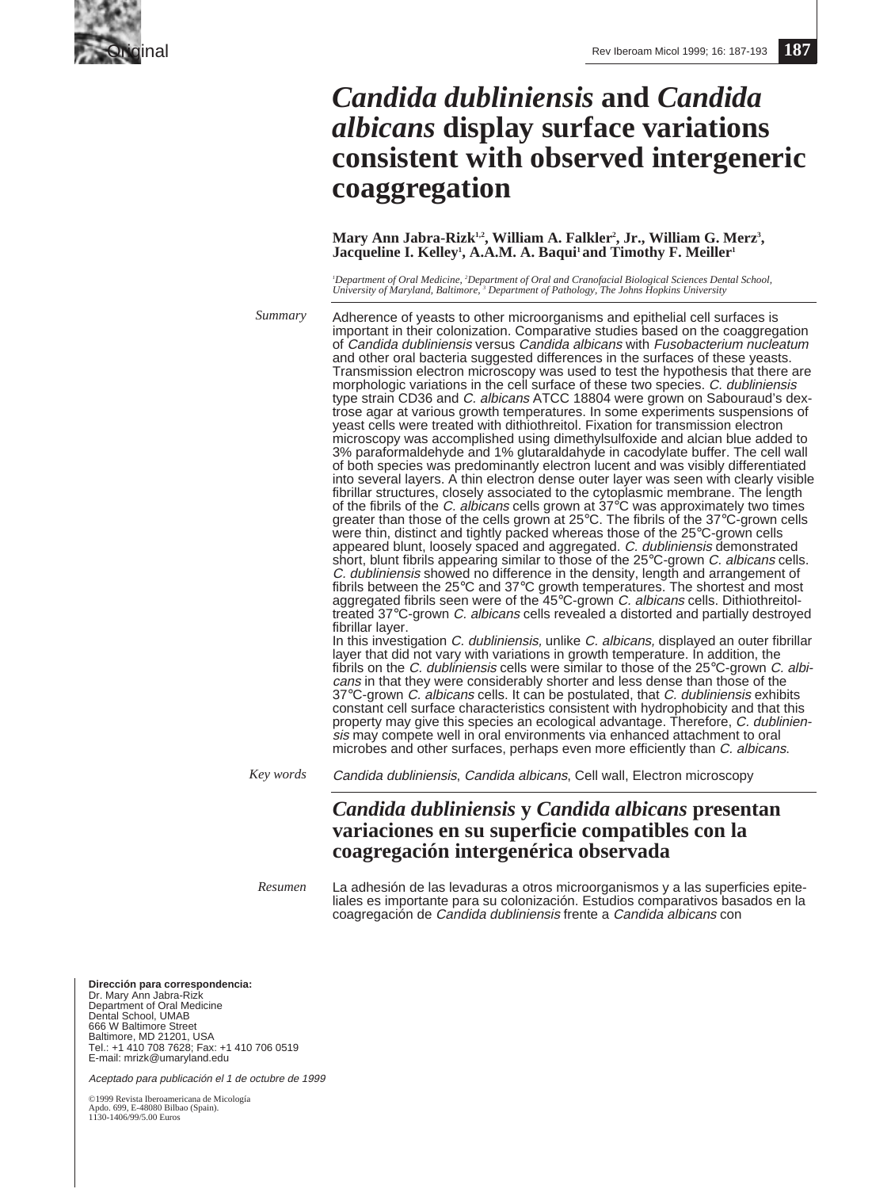Original

# *Candida dubliniensis* and *Candida albicans* display surface variations consistent with observed intergeneric coaggregation

**Mary Ann Jabra-Rizk[1,2], William A. Falkler[2], Jr., William G. Merz[3], Jacqueline I. Kelley[1], A.A.M. A. Baqui[1] and Timothy F. Meiller[1]**

*[1]Department of Oral Medicine, [2]Department of Oral and Craniofacial Biological Sciences Dental School, University of Maryland, Baltimore, [3] Department of Pathology, The Johns Hopkins University*

*Summary*

Adherence of yeasts to other microorganisms and epithelial cell surfaces is important in their colonization. Comparative studies based on the coaggregation of *Candida dubliniensis* versus *Candida albicans* with *Fusobacterium nucleatum* and other oral bacteria suggested differences in the surfaces of these yeasts. Transmission electron microscopy was used to test the hypothesis that there are morphologic variations in the cell surface of these two species. *C. dubliniensis* type strain CD36 and *C. albicans* ATCC 18804 were grown on Sabouraud's dextrose agar at various growth temperatures. In some experiments suspensions of yeast cells were treated with dithiothreitol. Fixation for transmission electron microscopy was accomplished using dimethylsulfoxide and alcian blue added to 3% paraformaldehyde and 1% glutaraldahyde in cacodylate buffer. The cell wall of both species was predominantly electron lucent and was visibly differentiated into several layers. A thin electron dense outer layer was seen with clearly visible fibrillar structures, closely associated to the cytoplasmic membrane. The length of the fibrils of the *C. albicans* cells grown at 37°C was approximately two times greater than those of the cells grown at 25°C. The fibrils of the 37°C-grown cells were thin, distinct and tightly packed whereas those of the 25°C-grown cells appeared blunt, loosely spaced and aggregated. *C. dubliniensis* demonstrated short, blunt fibrils appearing similar to those of the 25°C-grown *C. albicans* cells. *C. dubliniensis* showed no difference in the density, length and arrangement of fibrils between the 25°C and 37°C growth temperatures. The shortest and most aggregated fibrils seen were of the 45°C-grown *C. albicans* cells. Dithiothreitol-treated 37°C-grown *C. albicans* cells revealed a distorted and partially destroyed fibrillar layer.

In this investigation *C. dubliniensis,* unlike *C. albicans,* displayed an outer fibrillar layer that did not vary with variations in growth temperature. In addition, the fibrils on the *C. dubliniensis* cells were similar to those of the 25°C-grown *C. albicans* in that they were considerably shorter and less dense than those of the 37°C-grown *C. albicans* cells. It can be postulated, that *C. dubliniensis* exhibits constant cell surface characteristics consistent with hydrophobicity and that this property may give this species an ecological advantage. Therefore, *C. dubliniensis* may compete well in oral environments via enhanced attachment to oral microbes and other surfaces, perhaps even more efficiently than *C. albicans*.

*Key words*

*Candida dubliniensis*, *Candida albicans*, Cell wall, Electron microscopy

## *Candida dubliniensis* y *Candida albicans* presentan variaciones en su superficie compatibles con la coagregación intergenérica observada

*Resumen*

La adhesión de las levaduras a otros microorganismos y a las superficies epiteliales es importante para su colonización. Estudios comparativos basados en la coagregación de *Candida dubliniensis* frente a *Candida albicans* con

**Dirección para correspondencia:**
Dr. Mary Ann Jabra-Rizk
Department of Oral Medicine
Dental School, UMAB
666 W Baltimore Street
Baltimore, MD 21201, USA
Tel.: +1 410 708 7628; Fax: +1 410 706 0519
E-mail: mrizk@umaryland.edu

*Aceptado para publicación el 1 de octubre de 1999*

©1999 Revista Iberoamericana de Micología
Apdo. 699, E-48080 Bilbao (Spain).
1130-1406/99/5.00 Euros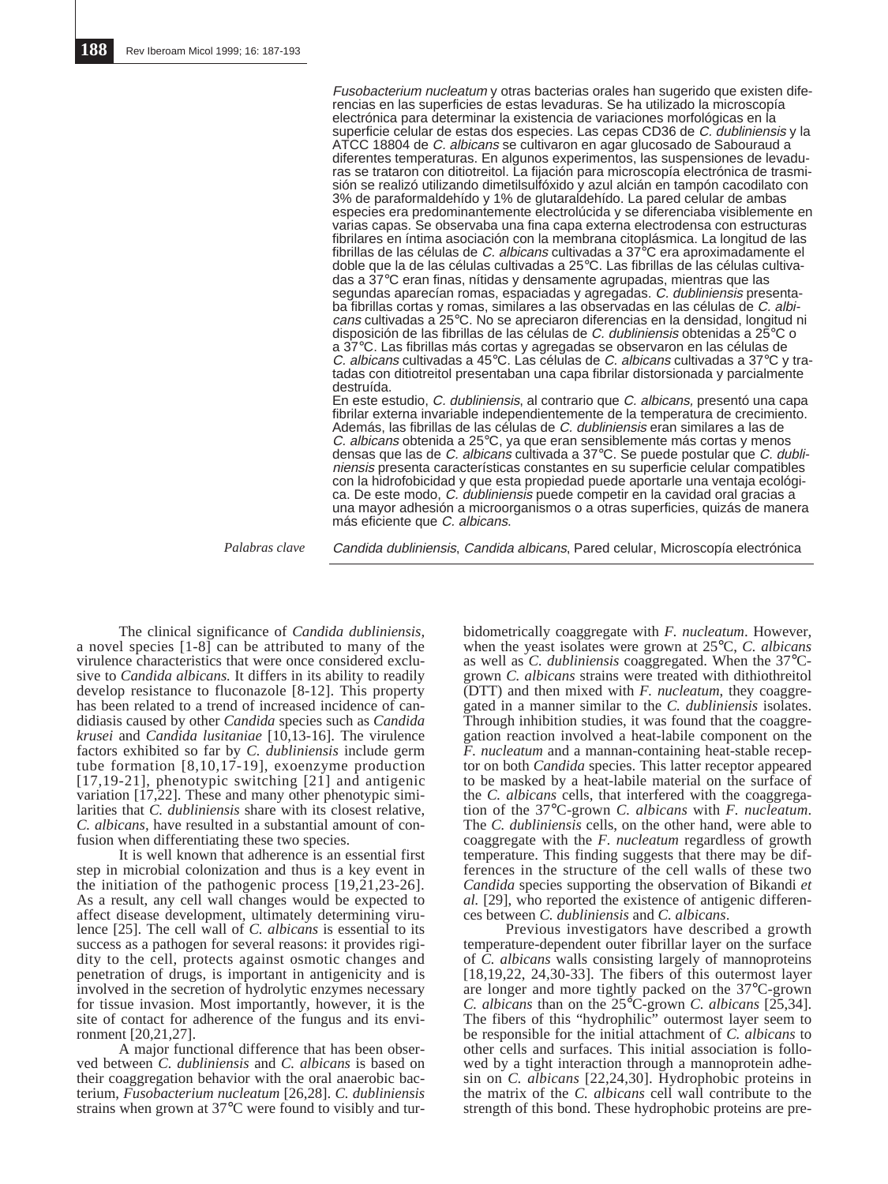*Fusobacterium nucleatum* y otras bacterias orales han sugerido que existen diferencias en las superficies de estas levaduras. Se ha utilizado la microscopía electrónica para determinar la existencia de variaciones morfológicas en la superficie celular de estas dos especies. Las cepas CD36 de *C. dubliniensis* y la ATCC 18804 de *C. albicans* se cultivaron en agar glucosado de Sabouraud a diferentes temperaturas. En algunos experimentos, las suspensiones de levaduras se trataron con ditiotreitol. La fijación para microscopía electrónica de trasmisión se realizó utilizando dimetilsulfóxido y azul alcián en tampón cacodilato con 3% de paraformaldehído y 1% de glutaraldehído. La pared celular de ambas especies era predominantemente electrolúcida y se diferenciaba visiblemente en varias capas. Se observaba una fina capa externa electrodensa con estructuras fibrilares en íntima asociación con la membrana citoplásmica. La longitud de las fibrillas de las células de *C. albicans* cultivadas a 37°C era aproximadamente el doble que la de las células cultivadas a 25°C. Las fibrillas de las células cultivadas a 37°C eran finas, nítidas y densamente agrupadas, mientras que las segundas aparecían romas, espaciadas y agregadas. *C. dubliniensis* presentaba fibrillas cortas y romas, similares a las observadas en las células de *C. albicans* cultivadas a 25°C. No se apreciaron diferencias en la densidad, longitud ni disposición de las fibrillas de las células de *C. dubliniensis* obtenidas a 25°C o a 37°C. Las fibrillas más cortas y agregadas se observaron en las células de *C. albicans* cultivadas a 45°C. Las células de *C. albicans* cultivadas a 37°C y tratadas con ditiotreitol presentaban una capa fibrilar distorsionada y parcialmente destruída.

En este estudio, *C. dubliniensis*, al contrario que *C. albicans,* presentó una capa fibrilar externa invariable independientemente de la temperatura de crecimiento. Además, las fibrillas de las células de *C. dubliniensis* eran similares a las de *C. albicans* obtenida a 25°C, ya que eran sensiblemente más cortas y menos densas que las de *C. albicans* cultivada a 37°C. Se puede postular que *C. dubliniensis* presenta características constantes en su superficie celular compatibles con la hidrofobicidad y que esta propiedad puede aportarle una ventaja ecológica. De este modo, *C. dubliniensis* puede competir en la cavidad oral gracias a una mayor adhesión a microorganismos o a otras superficies, quizás de manera más eficiente que *C. albicans*.

*Palabras clave* *Candida dubliniensis*, *Candida albicans*, Pared celular, Microscopía electrónica

The clinical significance of *Candida dubliniensis,* a novel species [1-8] can be attributed to many of the virulence characteristics that were once considered exclusive to *Candida albicans.* It differs in its ability to readily develop resistance to fluconazole [8-12]. This property has been related to a trend of increased incidence of candidiasis caused by other *Candida* species such as *Candida krusei* and *Candida lusitaniae* [10,13-16]. The virulence factors exhibited so far by *C. dubliniensis* include germ tube formation [8,10,17-19], exoenzyme production [17,19-21], phenotypic switching [21] and antigenic variation [17,22]. These and many other phenotypic similarities that *C. dubliniensis* share with its closest relative, *C. albicans*, have resulted in a substantial amount of confusion when differentiating these two species.

It is well known that adherence is an essential first step in microbial colonization and thus is a key event in the initiation of the pathogenic process [19,21,23-26]. As a result, any cell wall changes would be expected to affect disease development, ultimately determining virulence [25]. The cell wall of *C. albicans* is essential to its success as a pathogen for several reasons: it provides rigidity to the cell, protects against osmotic changes and penetration of drugs, is important in antigenicity and is involved in the secretion of hydrolytic enzymes necessary for tissue invasion. Most importantly, however, it is the site of contact for adherence of the fungus and its environment [20,21,27].

A major functional difference that has been observed between *C. dubliniensis* and *C. albicans* is based on their coaggregation behavior with the oral anaerobic bacterium, *Fusobacterium nucleatum* [26,28]. *C. dubliniensis* strains when grown at 37°C were found to visibly and turbidometrically coaggregate with *F. nucleatum*. However, when the yeast isolates were grown at 25°C, *C. albicans* as well as *C. dubliniensis* coaggregated. When the 37°C-grown *C. albicans* strains were treated with dithiothreitol (DTT) and then mixed with *F. nucleatum*, they coaggregated in a manner similar to the *C. dubliniensis* isolates. Through inhibition studies, it was found that the coaggregation reaction involved a heat-labile component on the *F. nucleatum* and a mannan-containing heat-stable receptor on both *Candida* species. This latter receptor appeared to be masked by a heat-labile material on the surface of the *C. albicans* cells, that interfered with the coaggregation of the 37°C-grown *C. albicans* with *F. nucleatum*. The *C. dubliniensis* cells, on the other hand, were able to coaggregate with the *F. nucleatum* regardless of growth temperature. This finding suggests that there may be differences in the structure of the cell walls of these two *Candida* species supporting the observation of Bikandi *et al.* [29], who reported the existence of antigenic differences between *C. dubliniensis* and *C. albicans*.

Previous investigators have described a growth temperature-dependent outer fibrillar layer on the surface of *C. albicans* walls consisting largely of mannoproteins [18,19,22, 24,30-33]. The fibers of this outermost layer are longer and more tightly packed on the 37°C-grown *C. albicans* than on the 25°C-grown *C. albicans* [25,34]. The fibers of this "hydrophilic" outermost layer seem to be responsible for the initial attachment of *C. albicans* to other cells and surfaces. This initial association is followed by a tight interaction through a mannoprotein adhesin on *C. albicans* [22,24,30]. Hydrophobic proteins in the matrix of the *C. albicans* cell wall contribute to the strength of this bond. These hydrophobic proteins are pre-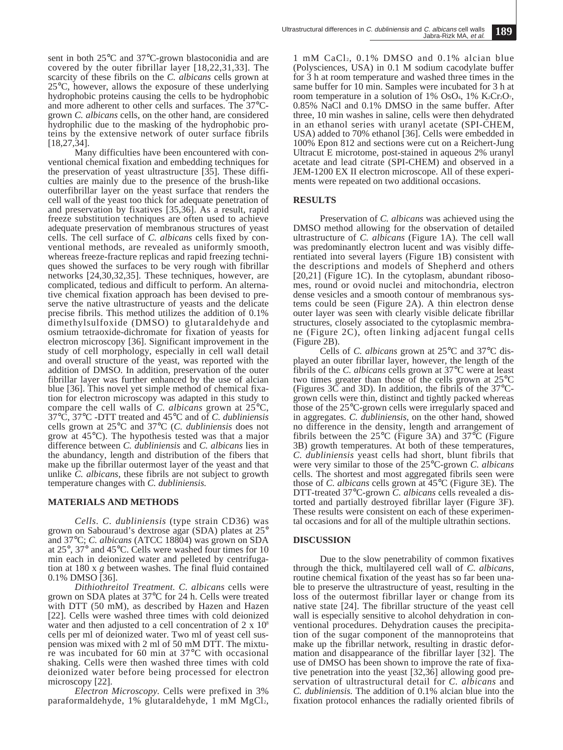sent in both 25°C and 37°C-grown blastoconidia and are covered by the outer fibrillar layer [18,22,31,33]. The scarcity of these fibrils on the *C. albicans* cells grown at 25°C, however, allows the exposure of these underlying hydrophobic proteins causing the cells to be hydrophobic and more adherent to other cells and surfaces. The 37°C-grown *C. albicans* cells, on the other hand, are considered hydrophilic due to the masking of the hydrophobic proteins by the extensive network of outer surface fibrils [18,27,34].

Many difficulties have been encountered with conventional chemical fixation and embedding techniques for the preservation of yeast ultrastructure [35]. These difficulties are mainly due to the presence of the brush-like outerfibrillar layer on the yeast surface that renders the cell wall of the yeast too thick for adequate penetration of and preservation by fixatives [35,36]. As a result, rapid freeze substitution techniques are often used to achieve adequate preservation of membranous structures of yeast cells. The cell surface of *C. albicans* cells fixed by conventional methods, are revealed as uniformly smooth, whereas freeze-fracture replicas and rapid freezing techniques showed the surfaces to be very rough with fibrillar networks [24,30,32,35]. These techniques, however, are complicated, tedious and difficult to perform. An alternative chemical fixation approach has been devised to preserve the native ultrastructure of yeasts and the delicate precise fibrils. This method utilizes the addition of 0.1% dimethylsulfoxide (DMSO) to glutaraldehyde and osmium tetraoxide-dichromate for fixation of yeasts for electron microscopy [36]. Significant improvement in the study of cell morphology, especially in cell wall detail and overall structure of the yeast, was reported with the addition of DMSO. In addition, preservation of the outer fibrillar layer was further enhanced by the use of alcian blue [36]. This novel yet simple method of chemical fixation for electron microscopy was adapted in this study to compare the cell walls of *C. albicans* grown at 25°C, 37°C, 37°C -DTT treated and 45°C and of *C. dubliniensis* cells grown at 25°C and 37°C (*C. dubliniensis* does not grow at 45°C). The hypothesis tested was that a major difference between *C. dubliniensis* and *C. albicans* lies in the abundancy, length and distribution of the fibers that make up the fibrillar outermost layer of the yeast and that unlike *C. albicans*, these fibrils are not subject to growth temperature changes with *C. dubliniensis.*

## MATERIALS AND METHODS

*Cells*. *C. dubliniensis* (type strain CD36) was grown on Sabouraud's dextrose agar (SDA) plates at 25° and 37°C; *C. albicans* (ATCC 18804) was grown on SDA at 25°, 37° and 45°C. Cells were washed four times for 10 min each in deionized water and pelleted by centrifugation at 180 x *g* between washes. The final fluid contained 0.1% DMSO [36].

*Dithiothreitol Treatment. C. albicans* cells were grown on SDA plates at 37°C for 24 h. Cells were treated with DTT (50 mM), as described by Hazen and Hazen [22]. Cells were washed three times with cold deionized water and then adjusted to a cell concentration of $2 \times 10^8$ cells per ml of deionized water. Two ml of yeast cell suspension was mixed with 2 ml of 50 mM DTT. The mixture was incubated for 60 min at 37°C with occasional shaking. Cells were then washed three times with cold deionized water before being processed for electron microscopy [22].

*Electron Microscopy.* Cells were prefixed in 3% paraformaldehyde, 1% glutaraldehyde, 1 mM $MgCl_2$, 1 mM $CaCl_2$, 0.1% DMSO and 0.1% alcian blue (Polysciences, USA) in 0.1 M sodium cacodylate buffer for 3 h at room temperature and washed three times in the same buffer for 10 min. Samples were incubated for 3 h at room temperature in a solution of 1% $OsO_4$, 1% $K_2Cr_2O_7$, 0.85% NaCl and 0.1% DMSO in the same buffer. After three, 10 min washes in saline, cells were then dehydrated in an ethanol series with uranyl acetate (SPI-CHEM, USA) added to 70% ethanol [36]. Cells were embedded in 100% Epon 812 and sections were cut on a Reichert-Jung Ultracut E microtome, post-stained in aqueous 2% uranyl acetate and lead citrate (SPI-CHEM) and observed in a JEM-1200 EX II electron microscope. All of these experiments were repeated on two additional occasions.

## RESULTS

Preservation of *C. albicans* was achieved using the DMSO method allowing for the observation of detailed ultrastructure of *C. albicans* (Figure 1A). The cell wall was predominantly electron lucent and was visibly differentiated into several layers (Figure 1B) consistent with the descriptions and models of Shepherd and others [20,21] (Figure 1C). In the cytoplasm, abundant ribosomes, round or ovoid nuclei and mitochondria, electron dense vesicles and a smooth contour of membranous systems could be seen (Figure 2A). A thin electron dense outer layer was seen with clearly visible delicate fibrillar structures, closely associated to the cytoplasmic membrane (Figure 2C), often linking adjacent fungal cells (Figure 2B).

Cells of *C. albicans* grown at 25°C and 37°C displayed an outer fibrillar layer, however, the length of the fibrils of the *C. albicans* cells grown at 37°C were at least two times greater than those of the cells grown at 25°C (Figures 3C and 3D). In addition, the fibrils of the 37°C-grown cells were thin, distinct and tightly packed whereas those of the 25°C-grown cells were irregularly spaced and in aggregates. *C. dubliniensis*, on the other hand, showed no difference in the density, length and arrangement of fibrils between the 25°C (Figure 3A) and 37°C (Figure 3B) growth temperatures. At both of these temperatures, *C. dubliniensis* yeast cells had short, blunt fibrils that were very similar to those of the 25°C-grown *C. albicans* cells. The shortest and most aggregated fibrils seen were those of *C. albicans* cells grown at 45°C (Figure 3E). The DTT-treated 37°C-grown *C. albicans* cells revealed a distorted and partially destroyed fibrillar layer (Figure 3F). These results were consistent on each of these experimental occasions and for all of the multiple ultrathin sections.

## DISCUSSION

Due to the slow penetrability of common fixatives through the thick, multilayered cell wall of *C. albicans*, routine chemical fixation of the yeast has so far been unable to preserve the ultrastructure of yeast, resulting in the loss of the outermost fibrillar layer or change from its native state [24]. The fibrillar structure of the yeast cell wall is especially sensitive to alcohol dehydration in conventional procedures. Dehydration causes the precipitation of the sugar component of the mannoproteins that make up the fibrillar network, resulting in drastic deformation and disappearance of the fibrillar layer [32]. The use of DMSO has been shown to improve the rate of fixative penetration into the yeast [32,36] allowing good preservation of ultrastructural detail for *C. albicans* and *C. dubliniensis.* The addition of 0.1% alcian blue into the fixation protocol enhances the radially oriented fibrils of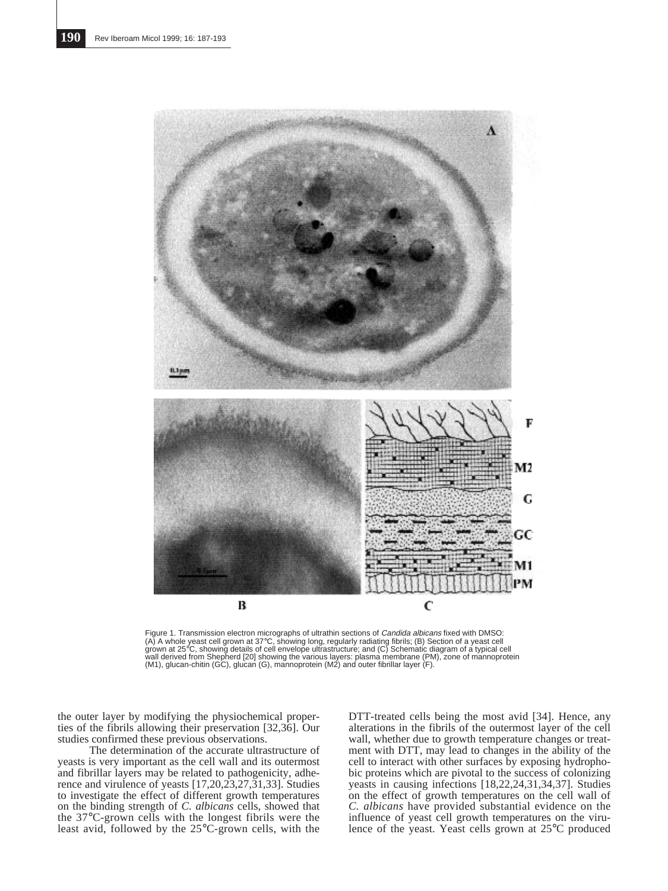Figure 1. Transmission electron micrographs of ultrathin sections of *Candida albicans* fixed with DMSO: (A) A whole yeast cell grown at 37°C, showing long, regularly radiating fibrils; (B) Section of a yeast cell grown at 25°C, showing details of cell envelope ultrastructure; and (C) Schematic diagram of a typical cell wall derived from Shepherd [20] showing the various layers: plasma membrane (PM), zone of mannoprotein (M1), glucan-chitin (GC), glucan (G), mannoprotein (M2) and outer fibrillar layer (F).

the outer layer by modifying the physiochemical properties of the fibrils allowing their preservation [32,36]. Our studies confirmed these previous observations.

The determination of the accurate ultrastructure of yeasts is very important as the cell wall and its outermost and fibrillar layers may be related to pathogenicity, adherence and virulence of yeasts [17,20,23,27,31,33]. Studies to investigate the effect of different growth temperatures on the binding strength of *C. albicans* cells, showed that the 37°C-grown cells with the longest fibrils were the least avid, followed by the 25°C-grown cells, with the DTT-treated cells being the most avid [34]. Hence, any alterations in the fibrils of the outermost layer of the cell wall, whether due to growth temperature changes or treatment with DTT, may lead to changes in the ability of the cell to interact with other surfaces by exposing hydrophobic proteins which are pivotal to the success of colonizing yeasts in causing infections [18,22,24,31,34,37]. Studies on the effect of growth temperatures on the cell wall of *C. albicans* have provided substantial evidence on the influence of yeast cell growth temperatures on the virulence of the yeast. Yeast cells grown at 25°C produced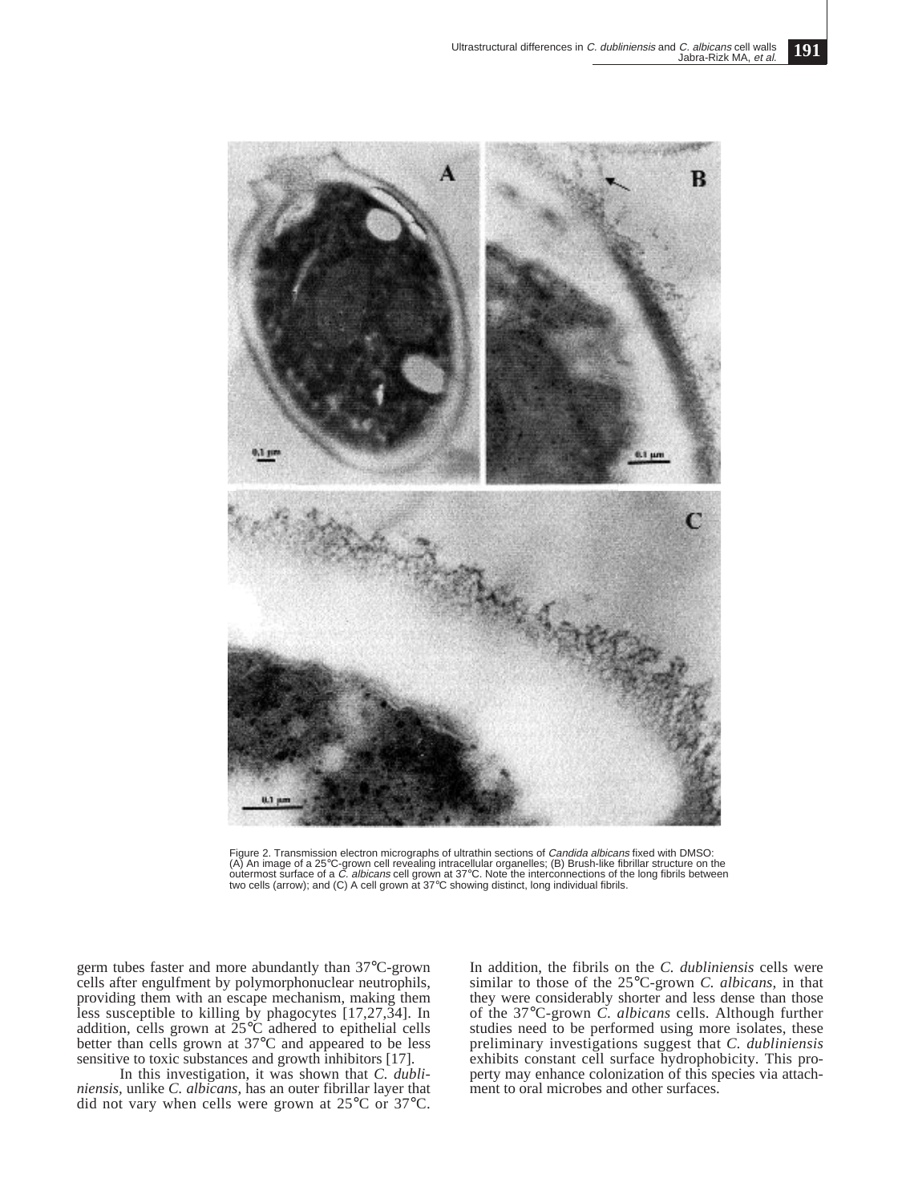Figure 2. Transmission electron micrographs of ultrathin sections of *Candida albicans* fixed with DMSO: (A) An image of a 25°C-grown cell revealing intracellular organelles; (B) Brush-like fibrillar structure on the outermost surface of a *C. albicans* cell grown at 37°C. Note the interconnections of the long fibrils between two cells (arrow); and (C) A cell grown at 37°C showing distinct, long individual fibrils.

germ tubes faster and more abundantly than 37°C-grown cells after engulfment by polymorphonuclear neutrophils, providing them with an escape mechanism, making them less susceptible to killing by phagocytes [17,27,34]. In addition, cells grown at 25°C adhered to epithelial cells better than cells grown at 37°C and appeared to be less sensitive to toxic substances and growth inhibitors [17].

In this investigation, it was shown that *C. dubliniensis,* unlike *C. albicans,* has an outer fibrillar layer that did not vary when cells were grown at 25°C or 37°C. In addition, the fibrils on the *C. dubliniensis* cells were similar to those of the 25°C-grown *C. albicans,* in that they were considerably shorter and less dense than those of the 37°C-grown *C. albicans* cells. Although further studies need to be performed using more isolates, these preliminary investigations suggest that *C. dubliniensis* exhibits constant cell surface hydrophobicity. This property may enhance colonization of this species via attachment to oral microbes and other surfaces.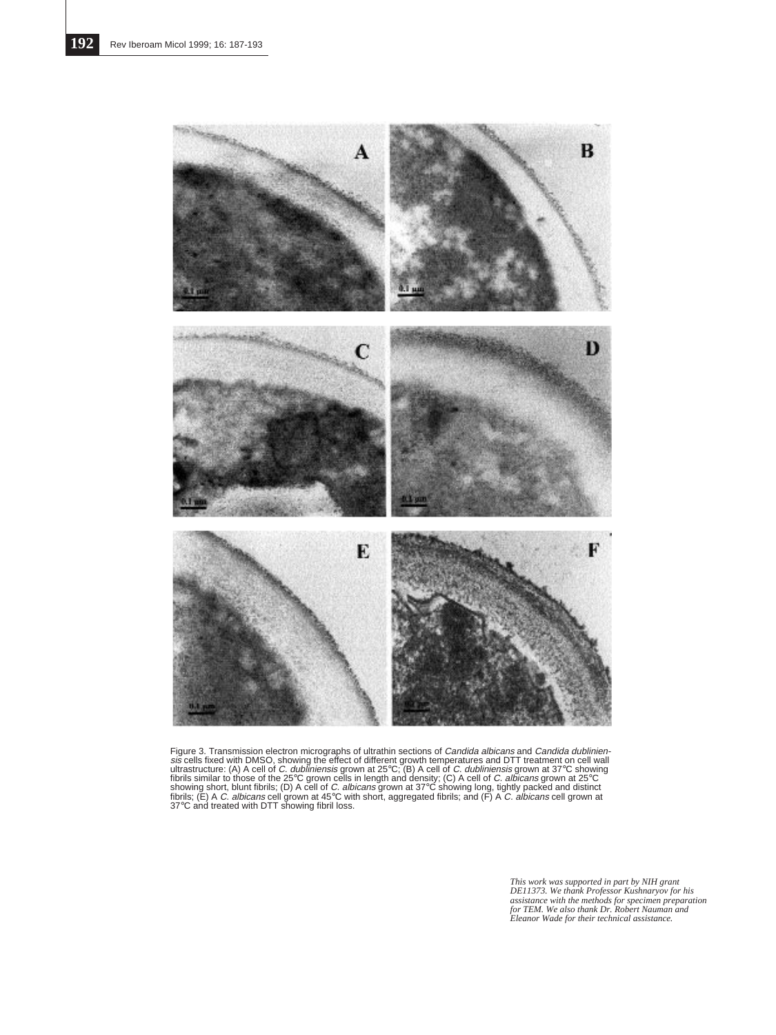Figure 3. Transmission electron micrographs of ultrathin sections of *Candida albicans* and *Candida dubliniensis* cells fixed with DMSO, showing the effect of different growth temperatures and DTT treatment on cell wall ultrastructure: (A) A cell of *C. dubliniensis* grown at 25°C; (B) A cell of *C. dubliniensis* grown at 37°C showing fibrils similar to those of the 25°C grown cells in length and density; (C) A cell of *C. albicans* grown at 25°C showing short, blunt fibrils; (D) A cell of *C. albicans* grown at 37°C showing long, tightly packed and distinct fibrils; (E) A *C. albicans* cell grown at 45°C with short, aggregated fibrils; and (F) A *C. albicans* cell grown at 37°C and treated with DTT showing fibril loss.

*This work was supported in part by NIH grant DE11373. We thank Professor Kushnaryov for his assistance with the methods for specimen preparation for TEM. We also thank Dr. Robert Nauman and Eleanor Wade for their technical assistance.*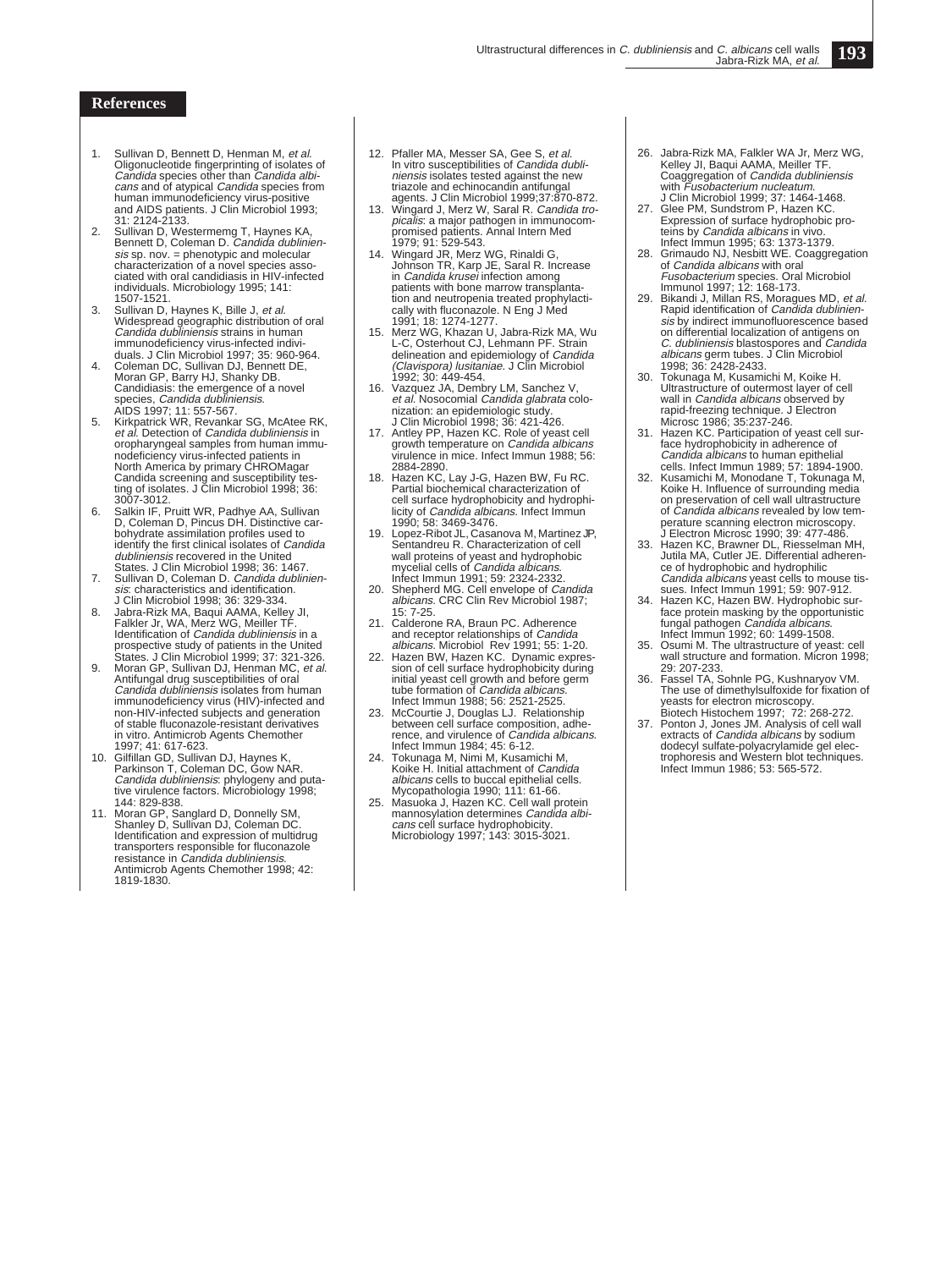## References

1. Sullivan D, Bennett D, Henman M, *et al.* Oligonucleotide fingerprinting of isolates of *Candida* species other than *Candida albicans* and of atypical *Candida* species from human immunodeficiency virus-positive and AIDS patients. J Clin Microbiol 1993; 31: 2124-2133.
2. Sullivan D, Westermemg T, Haynes KA, Bennett D, Coleman D. *Candida dubliniensis* sp. nov. = phenotypic and molecular characterization of a novel species associated with oral candidiasis in HIV-infected individuals. Microbiology 1995; 141: 1507-1521.
3. Sullivan D, Haynes K, Bille J, *et al.* Widespread geographic distribution of oral *Candida dubliniensis* strains in human immunodeficiency virus-infected individuals. J Clin Microbiol 1997; 35: 960-964.
4. Coleman DC, Sullivan DJ, Bennett DE, Moran GP, Barry HJ, Shanky DB. Candidiasis: the emergence of a novel species, *Candida dubliniensis*. AIDS 1997; 11: 557-567.
5. Kirkpatrick WR, Revankar SG, McAtee RK, *et al.* Detection of *Candida dubliniensis* in oropharyngeal samples from human immunodeficiency virus-infected patients in North America by primary CHROMagar Candida screening and susceptibility testing of isolates. J Clin Microbiol 1998; 36: 3007-3012.
6. Salkin IF, Pruitt WR, Padhye AA, Sullivan D, Coleman D, Pincus DH. Distinctive carbohydrate assimilation profiles used to identify the first clinical isolates of *Candida dubliniensis* recovered in the United States. J Clin Microbiol 1998; 36: 1467.
7. Sullivan D, Coleman D. *Candida dubliniensis*: characteristics and identification. J Clin Microbiol 1998; 36: 329-334.
8. Jabra-Rizk MA, Baqui AAMA, Kelley JI, Falkler Jr, WA, Merz WG, Meiller TF. Identification of *Candida dubliniensis* in a prospective study of patients in the United States. J Clin Microbiol 1999; 37: 321-326.
9. Moran GP, Sullivan DJ, Henman MC, *et al.* Antifungal drug susceptibilities of oral *Candida dubliniensis* isolates from human immunodeficiency virus (HIV)-infected and non-HIV-infected subjects and generation of stable fluconazole-resistant derivatives in vitro. Antimicrob Agents Chemother 1997; 41: 617-623.
10. Gilfillan GD, Sullivan DJ, Haynes K, Parkinson T, Coleman DC, Gow NAR. *Candida dubliniensis*: phylogeny and putative virulence factors. Microbiology 1998; 144: 829-838.
11. Moran GP, Sanglard D, Donnelly SM, Shanley D, Sullivan DJ, Coleman DC. Identification and expression of multidrug transporters responsible for fluconazole resistance in *Candida dubliniensis*. Antimicrob Agents Chemother 1998; 42: 1819-1830.
12. Pfaller MA, Messer SA, Gee S, *et al.* In vitro susceptibilities of *Candida dubliniensis* isolates tested against the new triazole and echinocandin antifungal agents. J Clin Microbiol 1999;37:870-872.
13. Wingard J, Merz W, Saral R. *Candida tropicalis*: a major pathogen in immunocompromised patients. Annal Intern Med 1979; 91: 529-543.
14. Wingard JR, Merz WG, Rinaldi G, Johnson TR, Karp JE, Saral R. Increase in *Candida krusei* infection among patients with bone marrow transplantation and neutropenia treated prophylactically with fluconazole. N Eng J Med 1991; 18: 1274-1277.
15. Merz WG, Khazan U, Jabra-Rizk MA, Wu L-C, Osterhout CJ, Lehmann PF. Strain delineation and epidemiology of *Candida (Clavispora) lusitaniae*. J Clin Microbiol 1992; 30: 449-454.
16. Vazquez JA, Dembry LM, Sanchez V, *et al.* Nosocomial *Candida glabrata* colonization: an epidemiologic study. J Clin Microbiol 1998; 36: 421-426.
17. Antley PP, Hazen KC. Role of yeast cell growth temperature on *Candida albicans* virulence in mice. Infect Immun 1988; 56: 2884-2890.
18. Hazen KC, Lay J-G, Hazen BW, Fu RC. Partial biochemical characterization of cell surface hydrophobicity and hydrophilicity of *Candida albicans*. Infect Immun 1990; 58: 3469-3476.
19. Lopez-Ribot JL, Casanova M, Martinez JP, Sentandreu R. Characterization of cell wall proteins of yeast and hydrophobic mycelial cells of *Candida albicans*. Infect Immun 1991; 59: 2324-2332.
20. Shepherd MG. Cell envelope of *Candida albicans*. CRC Clin Rev Microbiol 1987; 15: 7-25.
21. Calderone RA, Braun PC. Adherence and receptor relationships of *Candida albicans*. Microbiol Rev 1991; 55: 1-20.
22. Hazen BW, Hazen KC. Dynamic expression of cell surface hydrophobicity during initial yeast cell growth and before germ tube formation of *Candida albicans*. Infect Immun 1988; 56: 2521-2525.
23. McCourtie J, Douglas LJ. Relationship between cell surface composition, adherence, and virulence of *Candida albicans*. Infect Immun 1984; 45: 6-12.
24. Tokunaga M, Nimi M, Kusamichi M, Koike H. Initial attachment of *Candida albicans* cells to buccal epithelial cells. Mycopathologia 1990; 111: 61-66.
25. Masuoka J, Hazen KC. Cell wall protein mannosylation determines *Candida albicans* cell surface hydrophobicity. Microbiology 1997; 143: 3015-3021.
26. Jabra-Rizk MA, Falkler WA Jr, Merz WG, Kelley JI, Baqui AAMA, Meiller TF. Coaggregation of *Candida dubliniensis* with *Fusobacterium nucleatum*. J Clin Microbiol 1999; 37: 1464-1468.
27. Glee PM, Sundstrom P, Hazen KC. Expression of surface hydrophobic proteins by *Candida albicans* in vivo. Infect Immun 1995; 63: 1373-1379.
28. Grimaudo NJ, Nesbitt WE. Coaggregation of *Candida albicans* with oral *Fusobacterium* species. Oral Microbiol Immunol 1997; 12: 168-173.
29. Bikandi J, Millan RS, Moragues MD, *et al.* Rapid identification of *Candida dubliniensis* by indirect immunofluorescence based on differential localization of antigens on *C. dubliniensis* blastospores and *Candida albicans* germ tubes. J Clin Microbiol 1998; 36: 2428-2433.
30. Tokunaga M, Kusamichi M, Koike H. Ultrastructure of outermost layer of cell wall in *Candida albicans* observed by rapid-freezing technique. J Electron Microsc 1986; 35:237-246.
31. Hazen KC. Participation of yeast cell surface hydrophobicity in adherence of *Candida albicans* to human epithelial cells. Infect Immun 1989; 57: 1894-1900.
32. Kusamichi M, Monodane T, Tokunaga M, Koike H. Influence of surrounding media on preservation of cell wall ultrastructure of *Candida albicans* revealed by low temperature scanning electron microscopy. J Electron Microsc 1990; 39: 477-486.
33. Hazen KC, Brawner DL, Riesselman MH, Jutila MA, Cutler JE. Differential adherence of hydrophobic and hydrophilic *Candida albicans* yeast cells to mouse tissues. Infect Immun 1991; 59: 907-912.
34. Hazen KC, Hazen BW. Hydrophobic surface protein masking by the opportunistic fungal pathogen *Candida albicans*. Infect Immun 1992; 60: 1499-1508.
35. Osumi M. The ultrastructure of yeast: cell wall structure and formation. Micron 1998; 29: 207-233.
36. Fassel TA, Sohnle PG, Kushnaryov VM. The use of dimethylsulfoxide for fixation of yeasts for electron microscopy. Biotech Histochem 1997; 72: 268-272.
37. Ponton J, Jones JM. Analysis of cell wall extracts of *Candida albicans* by sodium dodecyl sulfate-polyacrylamide gel electrophoresis and Western blot techniques. Infect Immun 1986; 53: 565-572.